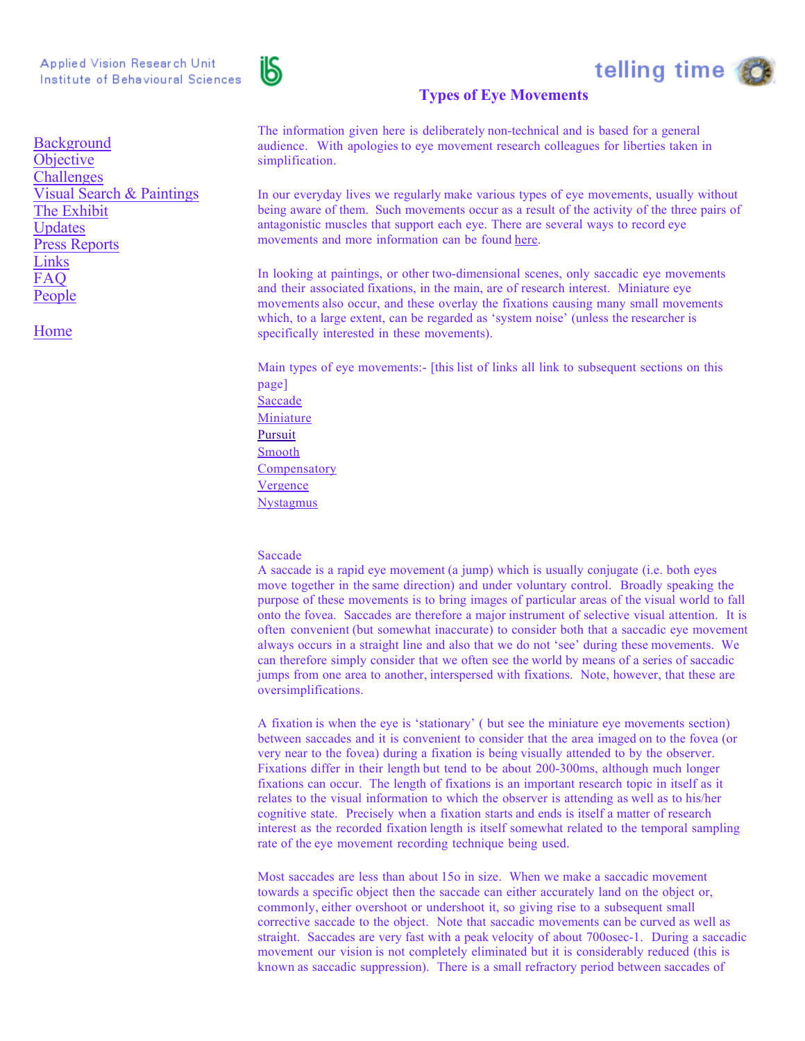Applied Vision Research Unit
Institute of Behavioural Sciences

telling time

# Types of Eye Movements

- Background
- Objective
- Challenges
- Visual Search & Paintings
- The Exhibit
- Updates
- Press Reports
- Links
- FAQ
- People

Home

The information given here is deliberately non-technical and is based for a general audience. With apologies to eye movement research colleagues for liberties taken in simplification.

In our everyday lives we regularly make various types of eye movements, usually without being aware of them. Such movements occur as a result of the activity of the three pairs of antagonistic muscles that support each eye. There are several ways to record eye movements and more information can be found here.

In looking at paintings, or other two-dimensional scenes, only saccadic eye movements and their associated fixations, in the main, are of research interest. Miniature eye movements also occur, and these overlay the fixations causing many small movements which, to a large extent, can be regarded as 'system noise' (unless the researcher is specifically interested in these movements).

Main types of eye movements:- [this list of links all link to subsequent sections on this page]

- Saccade
- Miniature
- Pursuit
- Smooth
- Compensatory
- Vergence
- Nystagmus

## Saccade

A saccade is a rapid eye movement (a jump) which is usually conjugate (i.e. both eyes move together in the same direction) and under voluntary control. Broadly speaking the purpose of these movements is to bring images of particular areas of the visual world to fall onto the fovea. Saccades are therefore a major instrument of selective visual attention. It is often convenient (but somewhat inaccurate) to consider both that a saccadic eye movement always occurs in a straight line and also that we do not 'see' during these movements. We can therefore simply consider that we often see the world by means of a series of saccadic jumps from one area to another, interspersed with fixations. Note, however, that these are oversimplifications.

A fixation is when the eye is 'stationary' ( but see the miniature eye movements section) between saccades and it is convenient to consider that the area imaged on to the fovea (or very near to the fovea) during a fixation is being visually attended to by the observer. Fixations differ in their length but tend to be about 200-300ms, although much longer fixations can occur. The length of fixations is an important research topic in itself as it relates to the visual information to which the observer is attending as well as to his/her cognitive state. Precisely when a fixation starts and ends is itself a matter of research interest as the recorded fixation length is itself somewhat related to the temporal sampling rate of the eye movement recording technique being used.

Most saccades are less than about 15o in size. When we make a saccadic movement towards a specific object then the saccade can either accurately land on the object or, commonly, either overshoot or undershoot it, so giving rise to a subsequent small corrective saccade to the object. Note that saccadic movements can be curved as well as straight. Saccades are very fast with a peak velocity of about 700osec-1. During a saccadic movement our vision is not completely eliminated but it is considerably reduced (this is known as saccadic suppression). There is a small refractory period between saccades of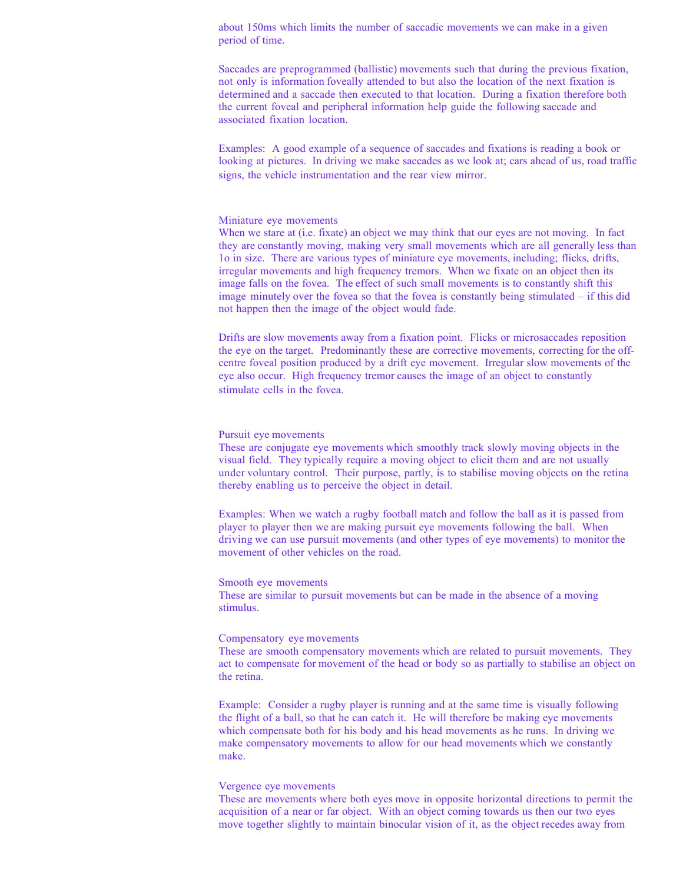about 150ms which limits the number of saccadic movements we can make in a given period of time.

Saccades are preprogrammed (ballistic) movements such that during the previous fixation, not only is information foveally attended to but also the location of the next fixation is determined and a saccade then executed to that location. During a fixation therefore both the current foveal and peripheral information help guide the following saccade and associated fixation location.

Examples: A good example of a sequence of saccades and fixations is reading a book or looking at pictures. In driving we make saccades as we look at; cars ahead of us, road traffic signs, the vehicle instrumentation and the rear view mirror.

### Miniature eye movements

When we stare at (i.e. fixate) an object we may think that our eyes are not moving. In fact they are constantly moving, making very small movements which are all generally less than 1o in size. There are various types of miniature eye movements, including; flicks, drifts, irregular movements and high frequency tremors. When we fixate on an object then its image falls on the fovea. The effect of such small movements is to constantly shift this image minutely over the fovea so that the fovea is constantly being stimulated – if this did not happen then the image of the object would fade.

Drifts are slow movements away from a fixation point. Flicks or microsaccades reposition the eye on the target. Predominantly these are corrective movements, correcting for the off-centre foveal position produced by a drift eye movement. Irregular slow movements of the eye also occur. High frequency tremor causes the image of an object to constantly stimulate cells in the fovea.

### Pursuit eye movements

These are conjugate eye movements which smoothly track slowly moving objects in the visual field. They typically require a moving object to elicit them and are not usually under voluntary control. Their purpose, partly, is to stabilise moving objects on the retina thereby enabling us to perceive the object in detail.

Examples: When we watch a rugby football match and follow the ball as it is passed from player to player then we are making pursuit eye movements following the ball. When driving we can use pursuit movements (and other types of eye movements) to monitor the movement of other vehicles on the road.

### Smooth eye movements

These are similar to pursuit movements but can be made in the absence of a moving stimulus.

### Compensatory eye movements

These are smooth compensatory movements which are related to pursuit movements. They act to compensate for movement of the head or body so as partially to stabilise an object on the retina.

Example: Consider a rugby player is running and at the same time is visually following the flight of a ball, so that he can catch it. He will therefore be making eye movements which compensate both for his body and his head movements as he runs. In driving we make compensatory movements to allow for our head movements which we constantly make.

### Vergence eye movements

These are movements where both eyes move in opposite horizontal directions to permit the acquisition of a near or far object. With an object coming towards us then our two eyes move together slightly to maintain binocular vision of it, as the object recedes away from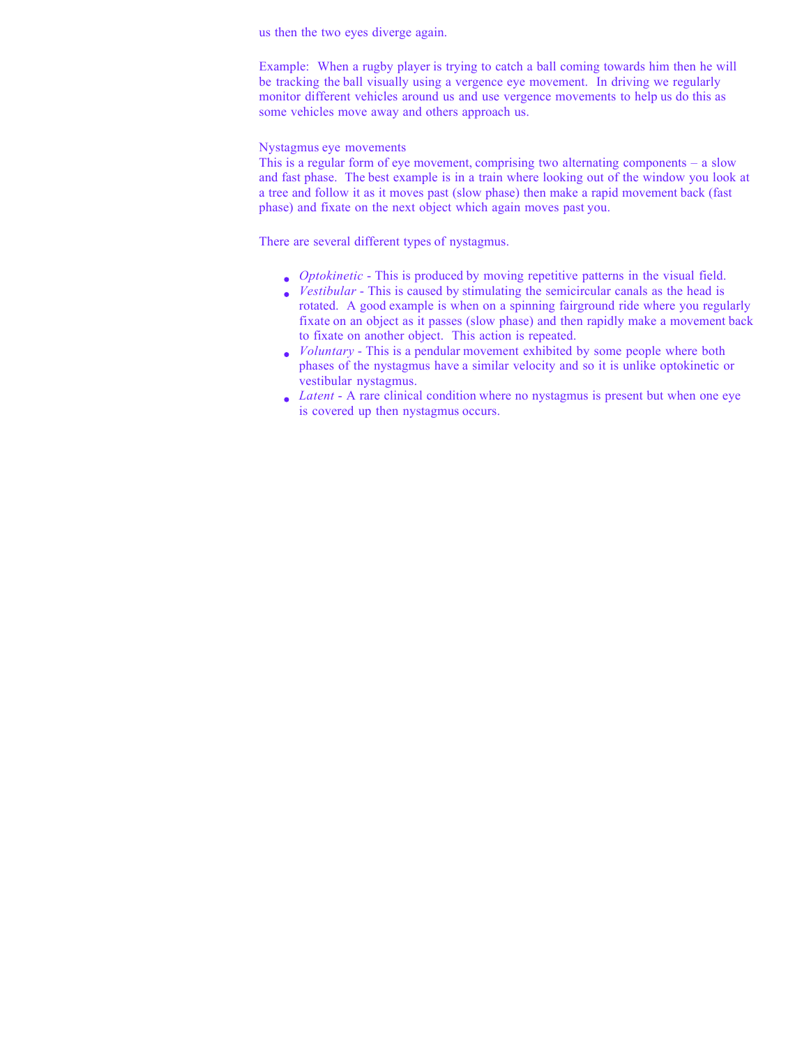us then the two eyes diverge again.

Example: When a rugby player is trying to catch a ball coming towards him then he will be tracking the ball visually using a vergence eye movement. In driving we regularly monitor different vehicles around us and use vergence movements to help us do this as some vehicles move away and others approach us.

Nystagmus eye movements
This is a regular form of eye movement, comprising two alternating components – a slow and fast phase. The best example is in a train where looking out of the window you look at a tree and follow it as it moves past (slow phase) then make a rapid movement back (fast phase) and fixate on the next object which again moves past you.

There are several different types of nystagmus.

- *Optokinetic* - This is produced by moving repetitive patterns in the visual field.
- *Vestibular* - This is caused by stimulating the semicircular canals as the head is rotated. A good example is when on a spinning fairground ride where you regularly fixate on an object as it passes (slow phase) and then rapidly make a movement back to fixate on another object. This action is repeated.
- *Voluntary* - This is a pendular movement exhibited by some people where both phases of the nystagmus have a similar velocity and so it is unlike optokinetic or vestibular nystagmus.
- *Latent* - A rare clinical condition where no nystagmus is present but when one eye is covered up then nystagmus occurs.